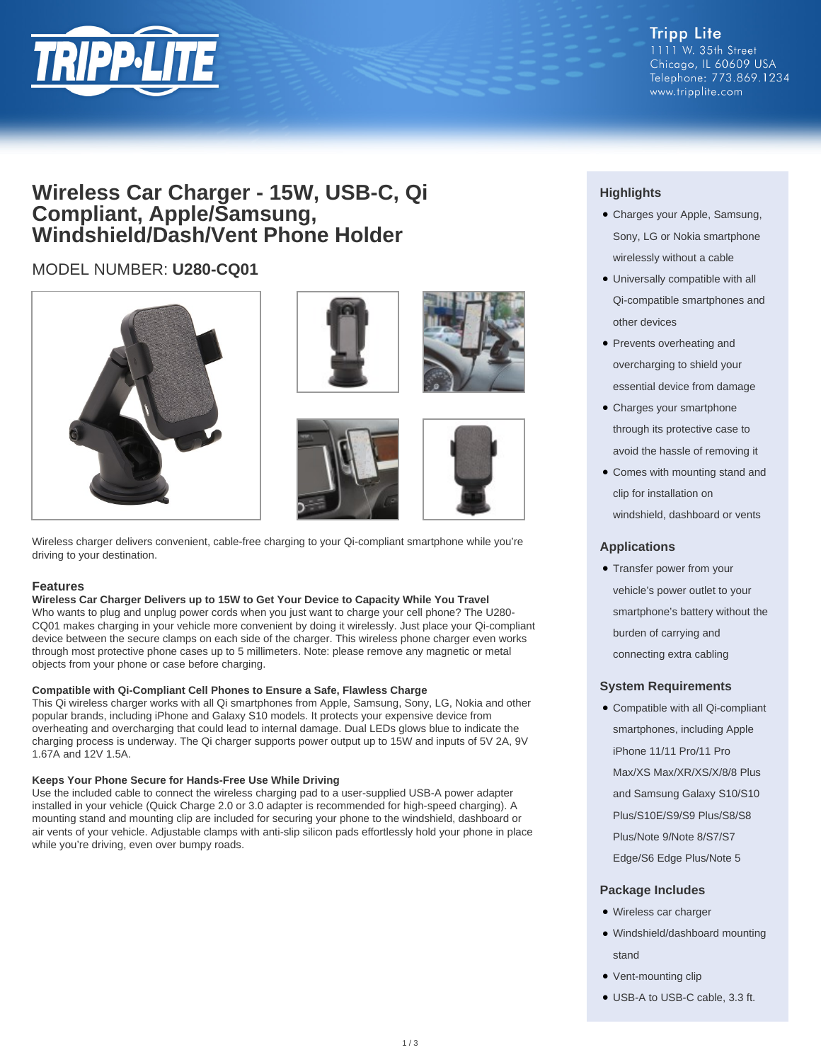Tripp Lite
1111 W. 35th Street
Chicago, IL 60609 USA
Telephone: 773.869.1234
www.tripplite.com

# Wireless Car Charger - 15W, USB-C, Qi Compliant, Apple/Samsung, Windshield/Dash/Vent Phone Holder

MODEL NUMBER: **U280-CQ01**

Wireless charger delivers convenient, cable-free charging to your Qi-compliant smartphone while you're driving to your destination.

## Features

**Wireless Car Charger Delivers up to 15W to Get Your Device to Capacity While You Travel**

Who wants to plug and unplug power cords when you just want to charge your cell phone? The U280-CQ01 makes charging in your vehicle more convenient by doing it wirelessly. Just place your Qi-compliant device between the secure clamps on each side of the charger. This wireless phone charger even works through most protective phone cases up to 5 millimeters. Note: please remove any magnetic or metal objects from your phone or case before charging.

**Compatible with Qi-Compliant Cell Phones to Ensure a Safe, Flawless Charge**

This Qi wireless charger works with all Qi smartphones from Apple, Samsung, Sony, LG, Nokia and other popular brands, including iPhone and Galaxy S10 models. It protects your expensive device from overheating and overcharging that could lead to internal damage. Dual LEDs glows blue to indicate the charging process is underway. The Qi charger supports power output up to 15W and inputs of 5V 2A, 9V 1.67A and 12V 1.5A.

**Keeps Your Phone Secure for Hands-Free Use While Driving**

Use the included cable to connect the wireless charging pad to a user-supplied USB-A power adapter installed in your vehicle (Quick Charge 2.0 or 3.0 adapter is recommended for high-speed charging). A mounting stand and mounting clip are included for securing your phone to the windshield, dashboard or air vents of your vehicle. Adjustable clamps with anti-slip silicon pads effortlessly hold your phone in place while you're driving, even over bumpy roads.

## Highlights

- Charges your Apple, Samsung, Sony, LG or Nokia smartphone wirelessly without a cable
- Universally compatible with all Qi-compatible smartphones and other devices
- Prevents overheating and overcharging to shield your essential device from damage
- Charges your smartphone through its protective case to avoid the hassle of removing it
- Comes with mounting stand and clip for installation on windshield, dashboard or vents

## Applications

- Transfer power from your vehicle's power outlet to your smartphone's battery without the burden of carrying and connecting extra cabling

## System Requirements

- Compatible with all Qi-compliant smartphones, including Apple iPhone 11/11 Pro/11 Pro Max/XS Max/XR/XS/X/8/8 Plus and Samsung Galaxy S10/S10 Plus/S10E/S9/S9 Plus/S8/S8 Plus/Note 9/Note 8/S7/S7 Edge/S6 Edge Plus/Note 5

## Package Includes

- Wireless car charger
- Windshield/dashboard mounting stand
- Vent-mounting clip
- USB-A to USB-C cable, 3.3 ft.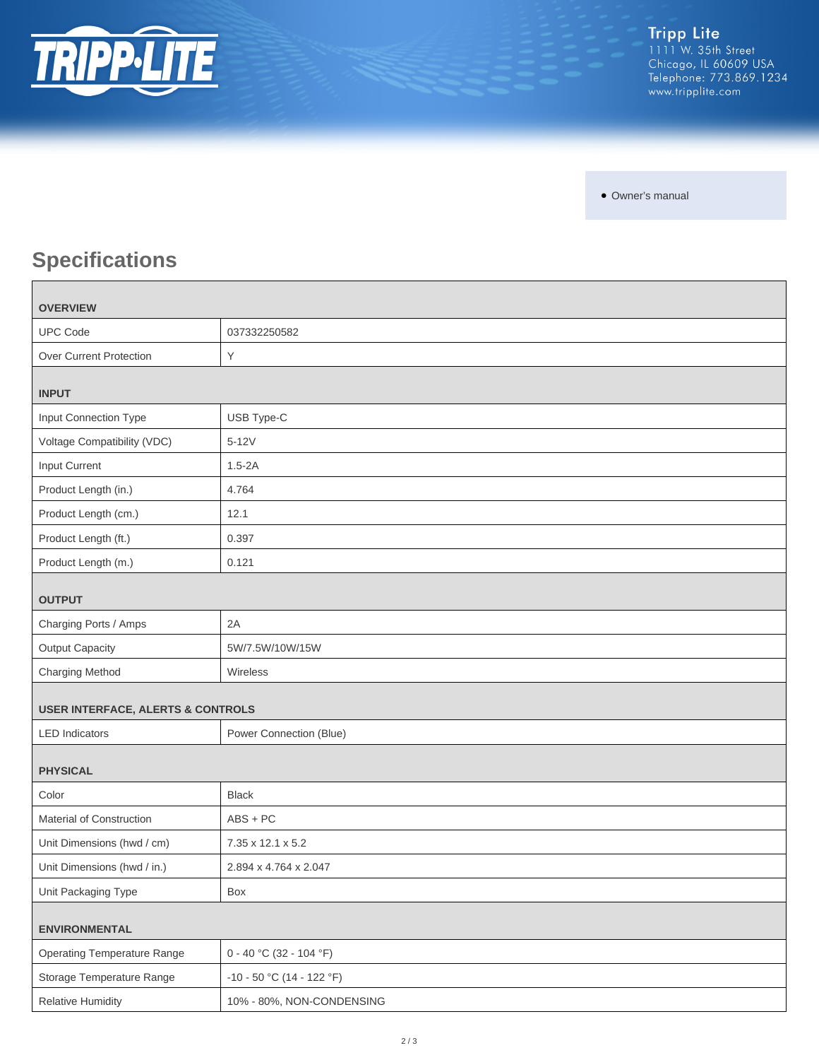- Owner's manual

## Specifications

| OVERVIEW | |
|---|---|
| UPC Code | 037332250582 |
| Over Current Protection | Y |
| **INPUT** | |
| Input Connection Type | USB Type-C |
| Voltage Compatibility (VDC) | 5-12V |
| Input Current | 1.5-2A |
| Product Length (in.) | 4.764 |
| Product Length (cm.) | 12.1 |
| Product Length (ft.) | 0.397 |
| Product Length (m.) | 0.121 |
| **OUTPUT** | |
| Charging Ports / Amps | 2A |
| Output Capacity | 5W/7.5W/10W/15W |
| Charging Method | Wireless |
| **USER INTERFACE, ALERTS & CONTROLS** | |
| LED Indicators | Power Connection (Blue) |
| **PHYSICAL** | |
| Color | Black |
| Material of Construction | ABS + PC |
| Unit Dimensions (hwd / cm) | 7.35 x 12.1 x 5.2 |
| Unit Dimensions (hwd / in.) | 2.894 x 4.764 x 2.047 |
| Unit Packaging Type | Box |
| **ENVIRONMENTAL** | |
| Operating Temperature Range | 0 - 40 °C (32 - 104 °F) |
| Storage Temperature Range | -10 - 50 °C (14 - 122 °F) |
| Relative Humidity | 10% - 80%, NON-CONDENSING |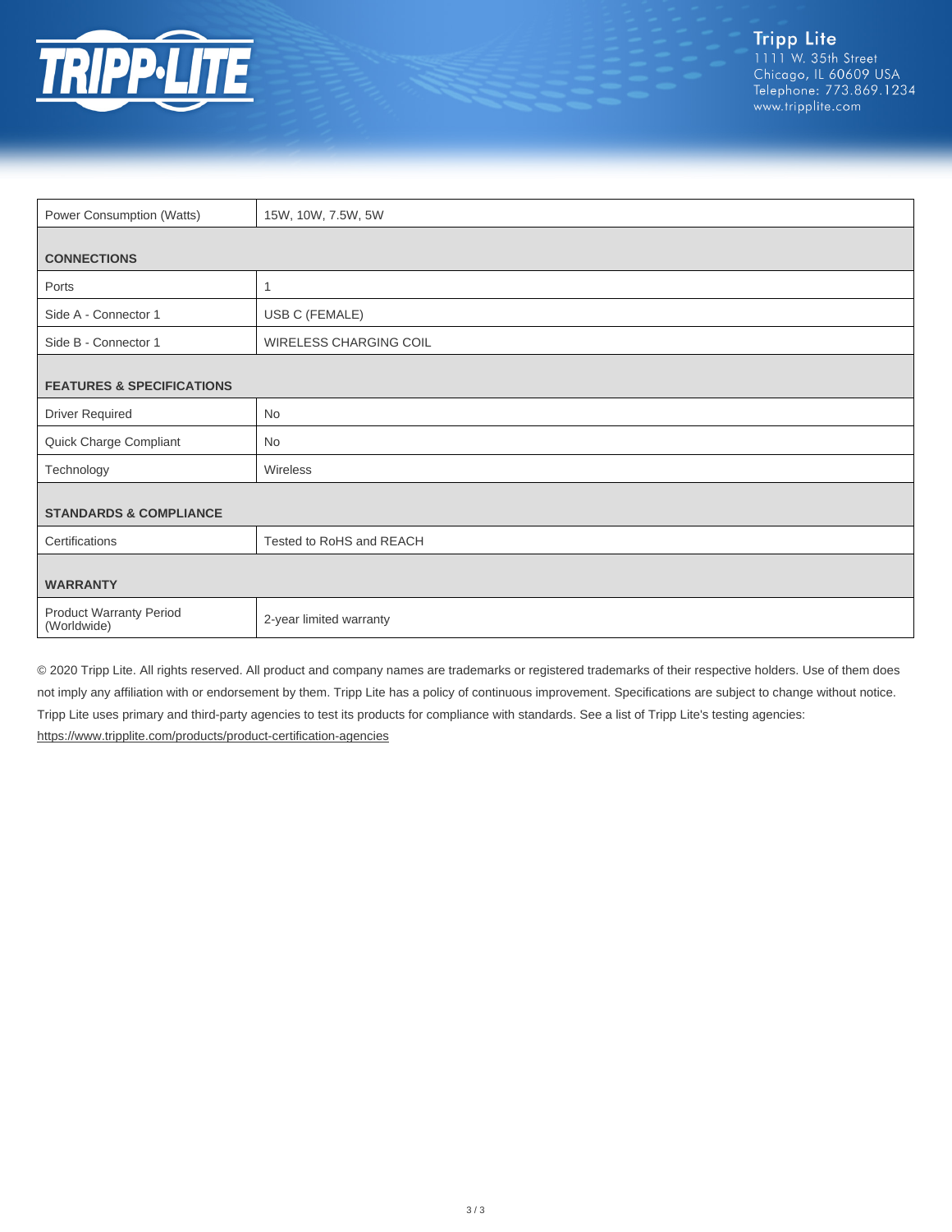| | |
|---|---|
| Power Consumption (Watts) | 15W, 10W, 7.5W, 5W |
| **CONNECTIONS** | |
| Ports | 1 |
| Side A - Connector 1 | USB C (FEMALE) |
| Side B - Connector 1 | WIRELESS CHARGING COIL |
| **FEATURES & SPECIFICATIONS** | |
| Driver Required | No |
| Quick Charge Compliant | No |
| Technology | Wireless |
| **STANDARDS & COMPLIANCE** | |
| Certifications | Tested to RoHS and REACH |
| **WARRANTY** | |
| Product Warranty Period (Worldwide) | 2-year limited warranty |

© 2020 Tripp Lite. All rights reserved. All product and company names are trademarks or registered trademarks of their respective holders. Use of them does not imply any affiliation with or endorsement by them. Tripp Lite has a policy of continuous improvement. Specifications are subject to change without notice. Tripp Lite uses primary and third-party agencies to test its products for compliance with standards. See a list of Tripp Lite's testing agencies: https://www.tripplite.com/products/product-certification-agencies